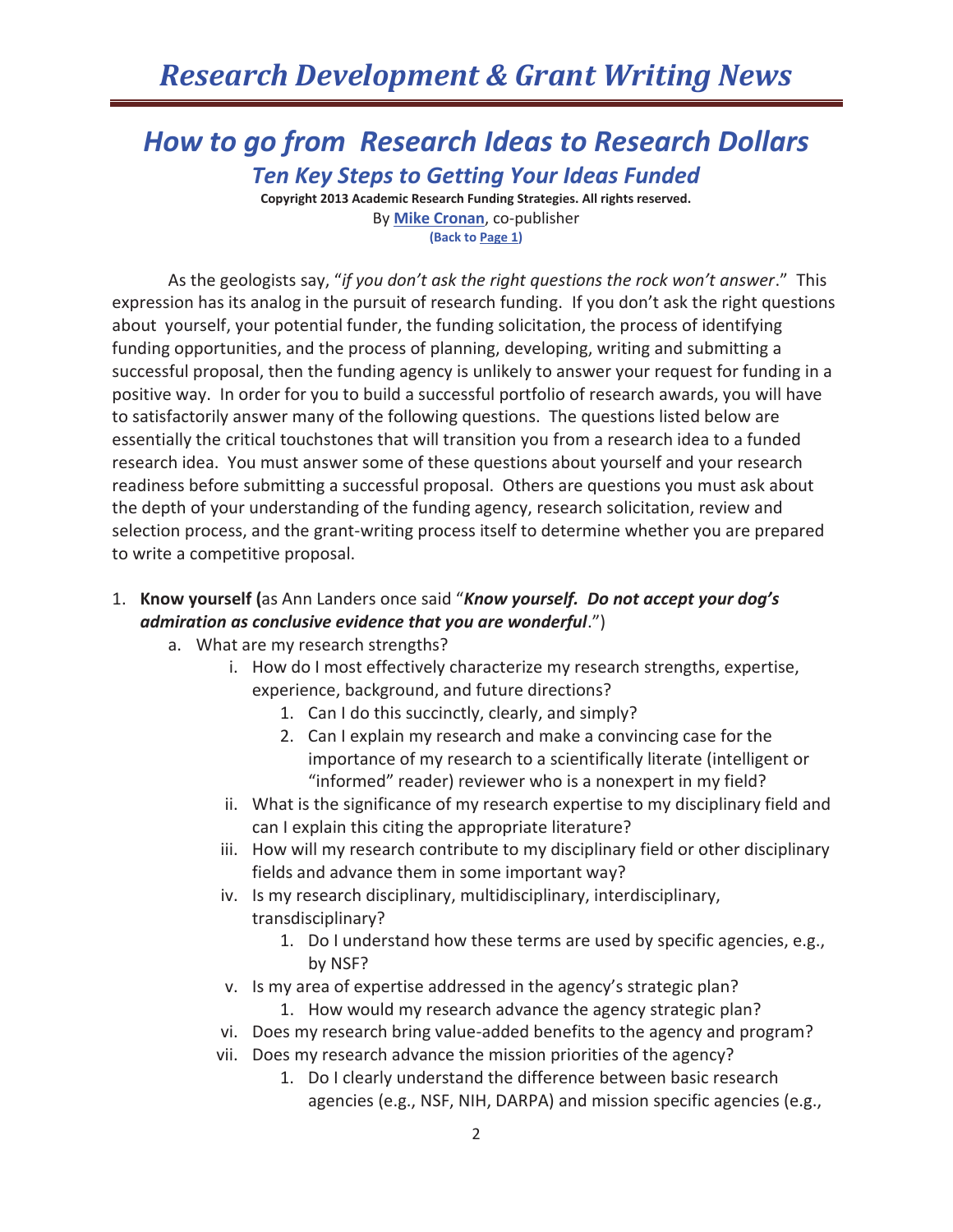# Research Development & Grant Writing News

## *How to go from Research Ideas to Research Dollars*

### *Ten Key Steps to Getting Your Ideas Funded*

**Copyright 2013 Academic Research Funding Strategies. All rights reserved.**
By **Mike Cronan**, co-publisher
**(Back to Page 1)**

As the geologists say, "*if you don't ask the right questions the rock won't answer*." This expression has its analog in the pursuit of research funding. If you don't ask the right questions about yourself, your potential funder, the funding solicitation, the process of identifying funding opportunities, and the process of planning, developing, writing and submitting a successful proposal, then the funding agency is unlikely to answer your request for funding in a positive way. In order for you to build a successful portfolio of research awards, you will have to satisfactorily answer many of the following questions. The questions listed below are essentially the critical touchstones that will transition you from a research idea to a funded research idea. You must answer some of these questions about yourself and your research readiness before submitting a successful proposal. Others are questions you must ask about the depth of your understanding of the funding agency, research solicitation, review and selection process, and the grant-writing process itself to determine whether you are prepared to write a competitive proposal.

1. **Know yourself (**as Ann Landers once said "***Know yourself. Do not accept your dog's admiration as conclusive evidence that you are wonderful***.")
   a. What are my research strengths?
      i. How do I most effectively characterize my research strengths, expertise, experience, background, and future directions?
         1. Can I do this succinctly, clearly, and simply?
         2. Can I explain my research and make a convincing case for the importance of my research to a scientifically literate (intelligent or "informed" reader) reviewer who is a nonexpert in my field?
      ii. What is the significance of my research expertise to my disciplinary field and can I explain this citing the appropriate literature?
      iii. How will my research contribute to my disciplinary field or other disciplinary fields and advance them in some important way?
      iv. Is my research disciplinary, multidisciplinary, interdisciplinary, transdisciplinary?
         1. Do I understand how these terms are used by specific agencies, e.g., by NSF?
      v. Is my area of expertise addressed in the agency's strategic plan?
         1. How would my research advance the agency strategic plan?
      vi. Does my research bring value-added benefits to the agency and program?
      vii. Does my research advance the mission priorities of the agency?
         1. Do I clearly understand the difference between basic research agencies (e.g., NSF, NIH, DARPA) and mission specific agencies (e.g.,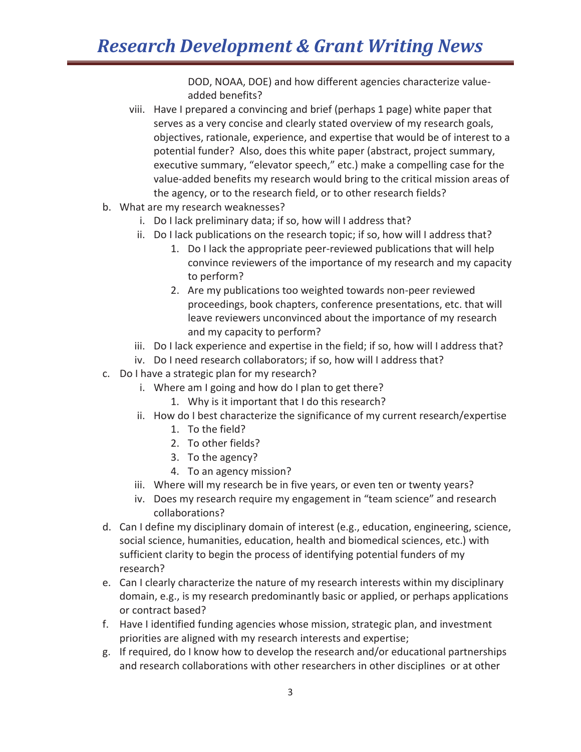DOD, NOAA, DOE) and how different agencies characterize value-added benefits?

   viii. Have I prepared a convincing and brief (perhaps 1 page) white paper that serves as a very concise and clearly stated overview of my research goals, objectives, rationale, experience, and expertise that would be of interest to a potential funder? Also, does this white paper (abstract, project summary, executive summary, "elevator speech," etc.) make a compelling case for the value-added benefits my research would bring to the critical mission areas of the agency, or to the research field, or to other research fields?

b. What are my research weaknesses?
   i. Do I lack preliminary data; if so, how will I address that?
   ii. Do I lack publications on the research topic; if so, how will I address that?
      1. Do I lack the appropriate peer-reviewed publications that will help convince reviewers of the importance of my research and my capacity to perform?
      2. Are my publications too weighted towards non-peer reviewed proceedings, book chapters, conference presentations, etc. that will leave reviewers unconvinced about the importance of my research and my capacity to perform?
   iii. Do I lack experience and expertise in the field; if so, how will I address that?
   iv. Do I need research collaborators; if so, how will I address that?

c. Do I have a strategic plan for my research?
   i. Where am I going and how do I plan to get there?
      1. Why is it important that I do this research?
   ii. How do I best characterize the significance of my current research/expertise
      1. To the field?
      2. To other fields?
      3. To the agency?
      4. To an agency mission?
   iii. Where will my research be in five years, or even ten or twenty years?
   iv. Does my research require my engagement in "team science" and research collaborations?

d. Can I define my disciplinary domain of interest (e.g., education, engineering, science, social science, humanities, education, health and biomedical sciences, etc.) with sufficient clarity to begin the process of identifying potential funders of my research?

e. Can I clearly characterize the nature of my research interests within my disciplinary domain, e.g., is my research predominantly basic or applied, or perhaps applications or contract based?

f. Have I identified funding agencies whose mission, strategic plan, and investment priorities are aligned with my research interests and expertise;

g. If required, do I know how to develop the research and/or educational partnerships and research collaborations with other researchers in other disciplines or at other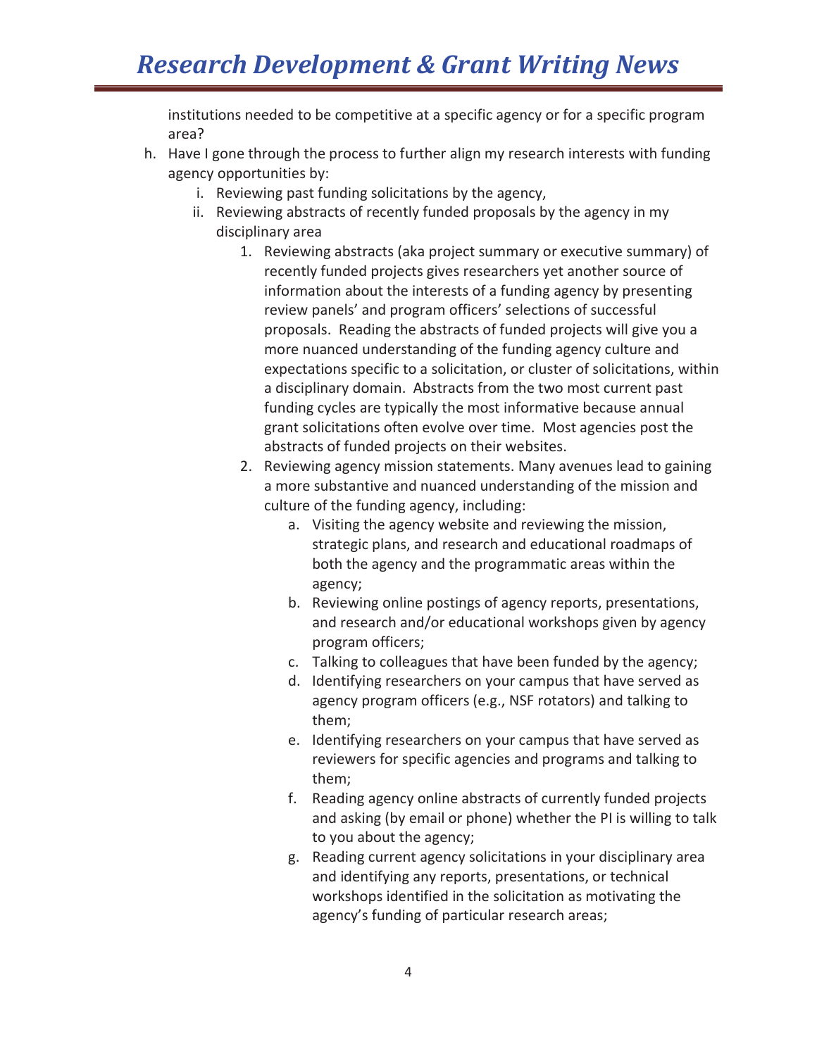institutions needed to be competitive at a specific agency or for a specific program area?

h. Have I gone through the process to further align my research interests with funding agency opportunities by:
    i. Reviewing past funding solicitations by the agency,
    ii. Reviewing abstracts of recently funded proposals by the agency in my disciplinary area
        1. Reviewing abstracts (aka project summary or executive summary) of recently funded projects gives researchers yet another source of information about the interests of a funding agency by presenting review panels' and program officers' selections of successful proposals. Reading the abstracts of funded projects will give you a more nuanced understanding of the funding agency culture and expectations specific to a solicitation, or cluster of solicitations, within a disciplinary domain. Abstracts from the two most current past funding cycles are typically the most informative because annual grant solicitations often evolve over time. Most agencies post the abstracts of funded projects on their websites.
        2. Reviewing agency mission statements. Many avenues lead to gaining a more substantive and nuanced understanding of the mission and culture of the funding agency, including:
            a. Visiting the agency website and reviewing the mission, strategic plans, and research and educational roadmaps of both the agency and the programmatic areas within the agency;
            b. Reviewing online postings of agency reports, presentations, and research and/or educational workshops given by agency program officers;
            c. Talking to colleagues that have been funded by the agency;
            d. Identifying researchers on your campus that have served as agency program officers (e.g., NSF rotators) and talking to them;
            e. Identifying researchers on your campus that have served as reviewers for specific agencies and programs and talking to them;
            f. Reading agency online abstracts of currently funded projects and asking (by email or phone) whether the PI is willing to talk to you about the agency;
            g. Reading current agency solicitations in your disciplinary area and identifying any reports, presentations, or technical workshops identified in the solicitation as motivating the agency's funding of particular research areas;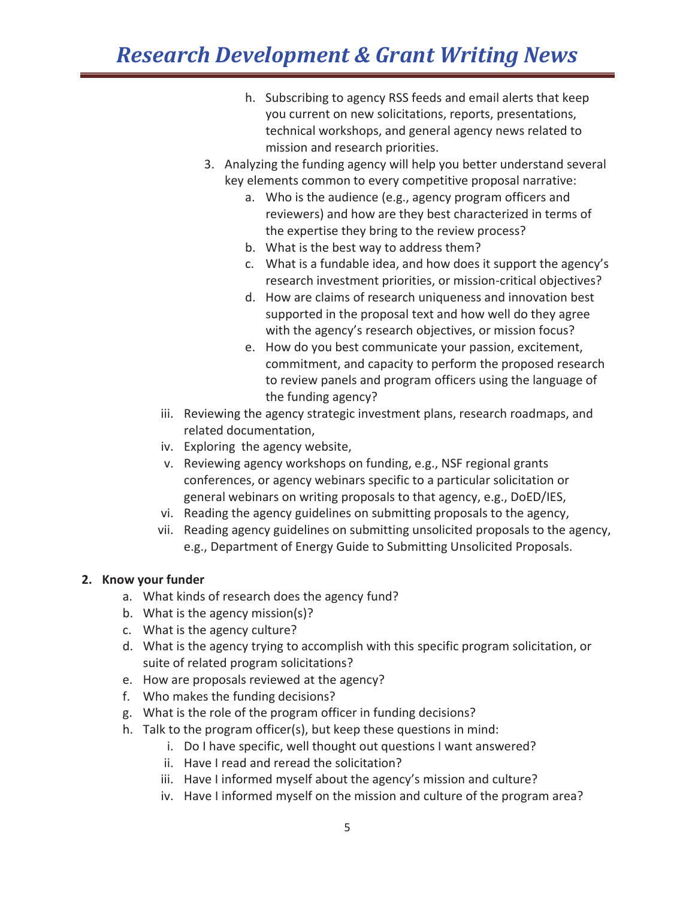h. Subscribing to agency RSS feeds and email alerts that keep you current on new solicitations, reports, presentations, technical workshops, and general agency news related to mission and research priorities.

3. Analyzing the funding agency will help you better understand several key elements common to every competitive proposal narrative:
    a. Who is the audience (e.g., agency program officers and reviewers) and how are they best characterized in terms of the expertise they bring to the review process?
    b. What is the best way to address them?
    c. What is a fundable idea, and how does it support the agency's research investment priorities, or mission-critical objectives?
    d. How are claims of research uniqueness and innovation best supported in the proposal text and how well do they agree with the agency's research objectives, or mission focus?
    e. How do you best communicate your passion, excitement, commitment, and capacity to perform the proposed research to review panels and program officers using the language of the funding agency?

iii. Reviewing the agency strategic investment plans, research roadmaps, and related documentation,

iv. Exploring the agency website,

v. Reviewing agency workshops on funding, e.g., NSF regional grants conferences, or agency webinars specific to a particular solicitation or general webinars on writing proposals to that agency, e.g., DoED/IES,

vi. Reading the agency guidelines on submitting proposals to the agency,

vii. Reading agency guidelines on submitting unsolicited proposals to the agency, e.g., Department of Energy Guide to Submitting Unsolicited Proposals.

**2. Know your funder**

a. What kinds of research does the agency fund?
b. What is the agency mission(s)?
c. What is the agency culture?
d. What is the agency trying to accomplish with this specific program solicitation, or suite of related program solicitations?
e. How are proposals reviewed at the agency?
f. Who makes the funding decisions?
g. What is the role of the program officer in funding decisions?
h. Talk to the program officer(s), but keep these questions in mind:
    i. Do I have specific, well thought out questions I want answered?
    ii. Have I read and reread the solicitation?
    iii. Have I informed myself about the agency's mission and culture?
    iv. Have I informed myself on the mission and culture of the program area?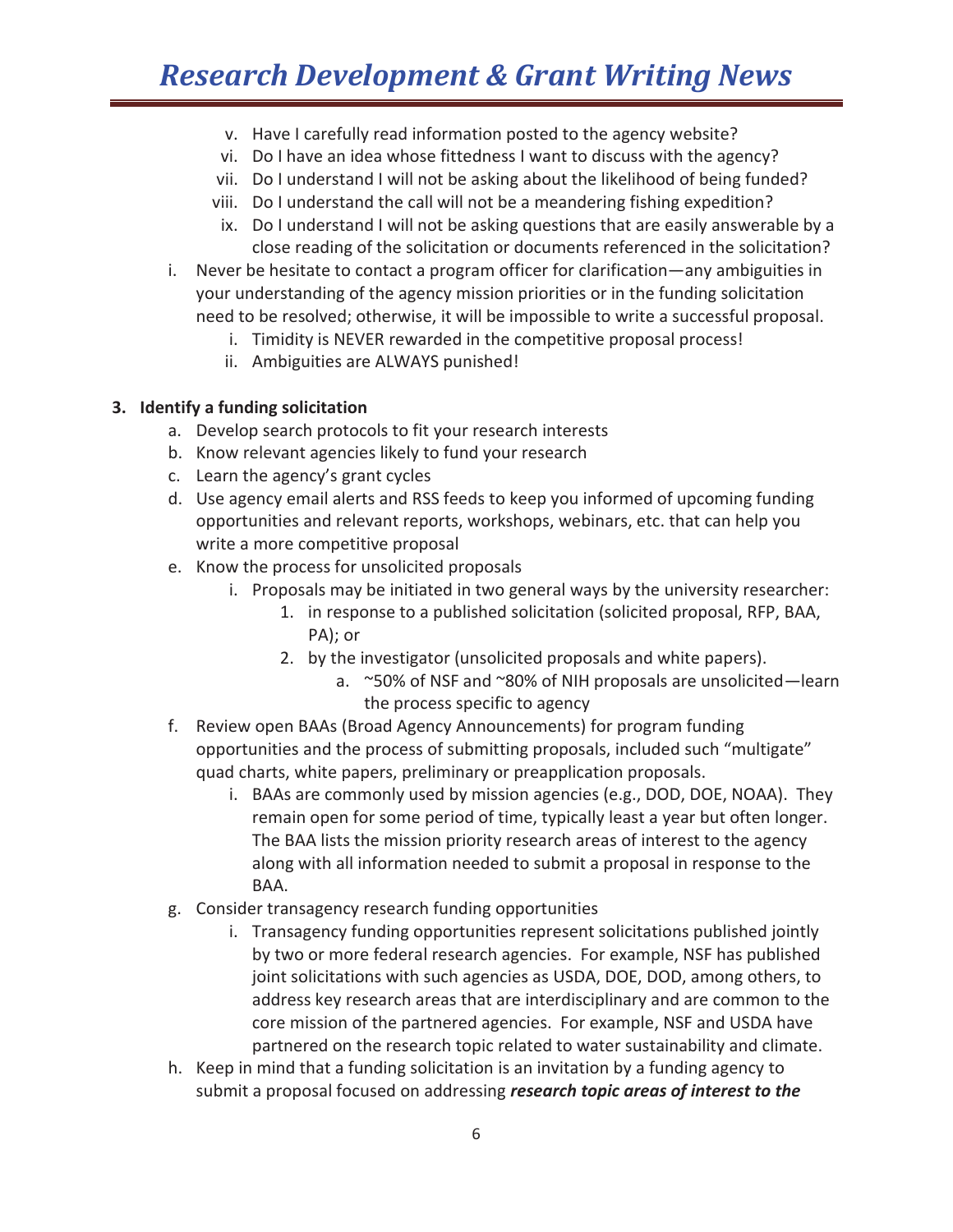v. Have I carefully read information posted to the agency website?
   vi. Do I have an idea whose fittedness I want to discuss with the agency?
   vii. Do I understand I will not be asking about the likelihood of being funded?
   viii. Do I understand the call will not be a meandering fishing expedition?
   ix. Do I understand I will not be asking questions that are easily answerable by a close reading of the solicitation or documents referenced in the solicitation?

i. Never be hesitate to contact a program officer for clarification—any ambiguities in your understanding of the agency mission priorities or in the funding solicitation need to be resolved; otherwise, it will be impossible to write a successful proposal.
   i. Timidity is NEVER rewarded in the competitive proposal process!
   ii. Ambiguities are ALWAYS punished!

**3. Identify a funding solicitation**

a. Develop search protocols to fit your research interests
b. Know relevant agencies likely to fund your research
c. Learn the agency's grant cycles
d. Use agency email alerts and RSS feeds to keep you informed of upcoming funding opportunities and relevant reports, workshops, webinars, etc. that can help you write a more competitive proposal
e. Know the process for unsolicited proposals
   i. Proposals may be initiated in two general ways by the university researcher:
      1. in response to a published solicitation (solicited proposal, RFP, BAA, PA); or
      2. by the investigator (unsolicited proposals and white papers).
         a. ~50% of NSF and ~80% of NIH proposals are unsolicited—learn the process specific to agency
f. Review open BAAs (Broad Agency Announcements) for program funding opportunities and the process of submitting proposals, included such "multigate" quad charts, white papers, preliminary or preapplication proposals.
   i. BAAs are commonly used by mission agencies (e.g., DOD, DOE, NOAA). They remain open for some period of time, typically least a year but often longer. The BAA lists the mission priority research areas of interest to the agency along with all information needed to submit a proposal in response to the BAA.
g. Consider transagency research funding opportunities
   i. Transagency funding opportunities represent solicitations published jointly by two or more federal research agencies. For example, NSF has published joint solicitations with such agencies as USDA, DOE, DOD, among others, to address key research areas that are interdisciplinary and are common to the core mission of the partnered agencies. For example, NSF and USDA have partnered on the research topic related to water sustainability and climate.
h. Keep in mind that a funding solicitation is an invitation by a funding agency to submit a proposal focused on addressing ***research topic areas of interest to the***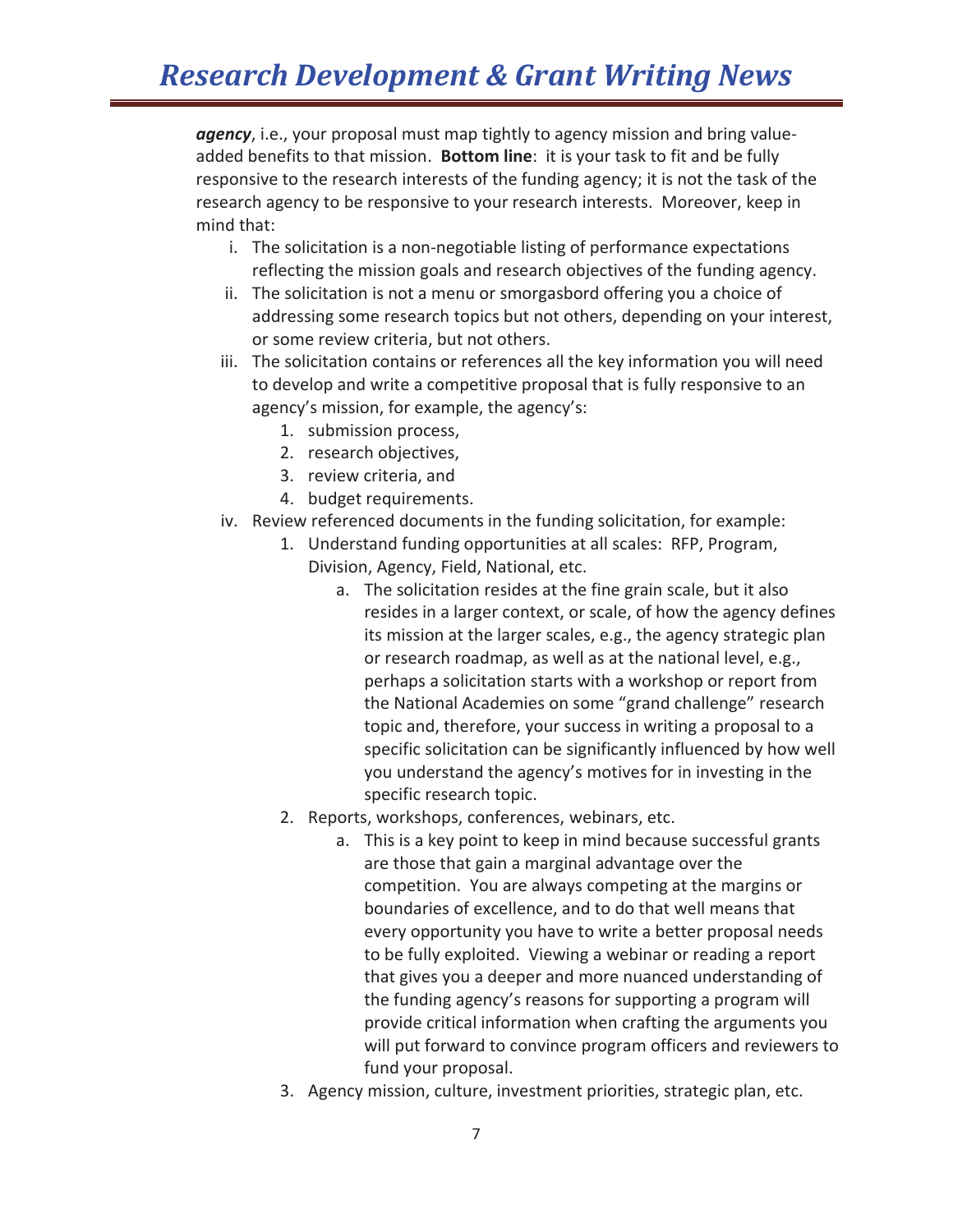***agency***, i.e., your proposal must map tightly to agency mission and bring value-added benefits to that mission. **Bottom line**: it is your task to fit and be fully responsive to the research interests of the funding agency; it is not the task of the research agency to be responsive to your research interests. Moreover, keep in mind that:

i. The solicitation is a non-negotiable listing of performance expectations reflecting the mission goals and research objectives of the funding agency.

ii. The solicitation is not a menu or smorgasbord offering you a choice of addressing some research topics but not others, depending on your interest, or some review criteria, but not others.

iii. The solicitation contains or references all the key information you will need to develop and write a competitive proposal that is fully responsive to an agency's mission, for example, the agency's:
   1. submission process,
   2. research objectives,
   3. review criteria, and
   4. budget requirements.

iv. Review referenced documents in the funding solicitation, for example:
   1. Understand funding opportunities at all scales: RFP, Program, Division, Agency, Field, National, etc.
      a. The solicitation resides at the fine grain scale, but it also resides in a larger context, or scale, of how the agency defines its mission at the larger scales, e.g., the agency strategic plan or research roadmap, as well as at the national level, e.g., perhaps a solicitation starts with a workshop or report from the National Academies on some "grand challenge" research topic and, therefore, your success in writing a proposal to a specific solicitation can be significantly influenced by how well you understand the agency's motives for in investing in the specific research topic.
   2. Reports, workshops, conferences, webinars, etc.
      a. This is a key point to keep in mind because successful grants are those that gain a marginal advantage over the competition. You are always competing at the margins or boundaries of excellence, and to do that well means that every opportunity you have to write a better proposal needs to be fully exploited. Viewing a webinar or reading a report that gives you a deeper and more nuanced understanding of the funding agency's reasons for supporting a program will provide critical information when crafting the arguments you will put forward to convince program officers and reviewers to fund your proposal.
   3. Agency mission, culture, investment priorities, strategic plan, etc.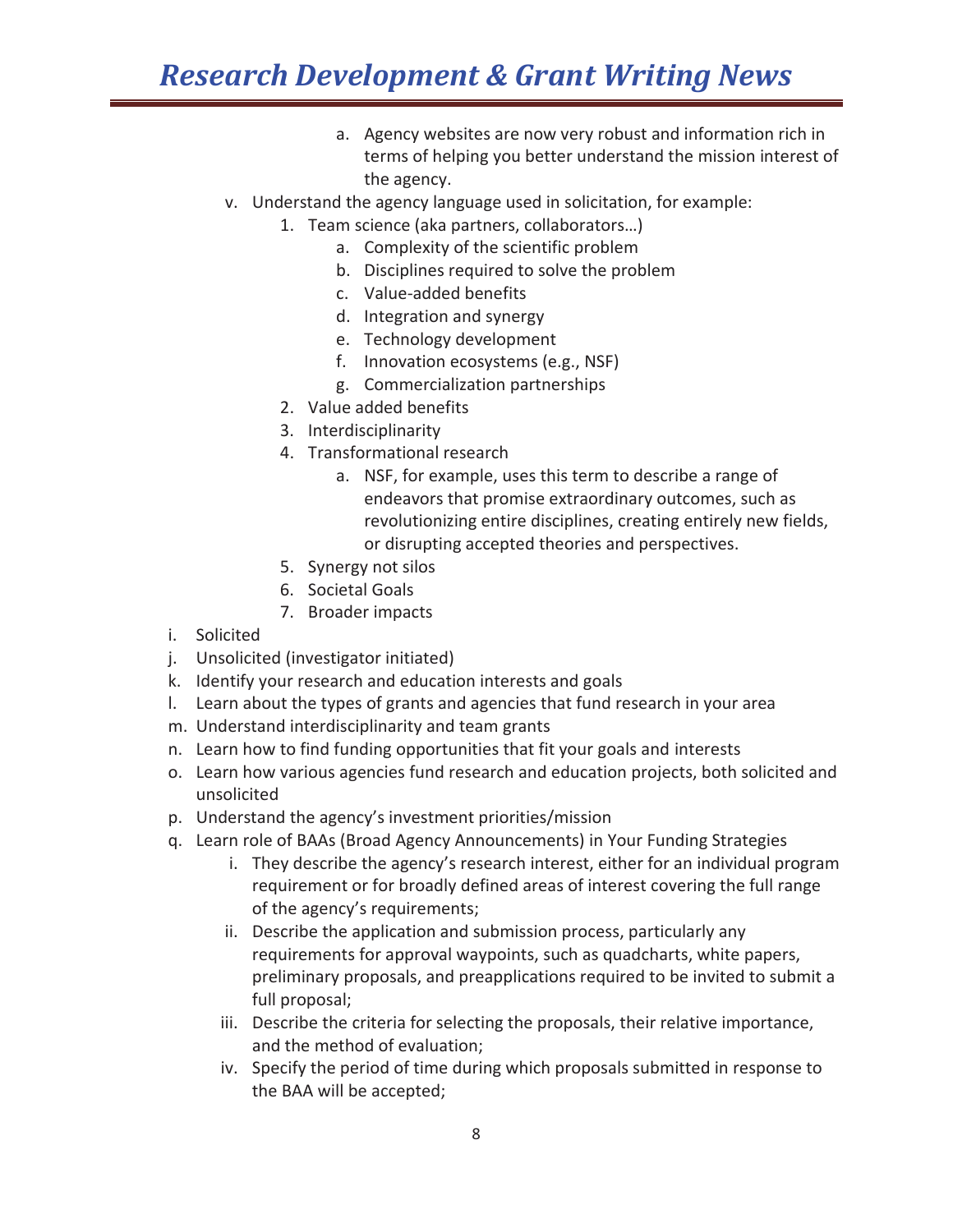a. Agency websites are now very robust and information rich in terms of helping you better understand the mission interest of the agency.

v. Understand the agency language used in solicitation, for example:
   1. Team science (aka partners, collaborators…)
      a. Complexity of the scientific problem
      b. Disciplines required to solve the problem
      c. Value-added benefits
      d. Integration and synergy
      e. Technology development
      f. Innovation ecosystems (e.g., NSF)
      g. Commercialization partnerships
   2. Value added benefits
   3. Interdisciplinarity
   4. Transformational research
      a. NSF, for example, uses this term to describe a range of endeavors that promise extraordinary outcomes, such as revolutionizing entire disciplines, creating entirely new fields, or disrupting accepted theories and perspectives.
   5. Synergy not silos
   6. Societal Goals
   7. Broader impacts

i. Solicited
j. Unsolicited (investigator initiated)
k. Identify your research and education interests and goals
l. Learn about the types of grants and agencies that fund research in your area
m. Understand interdisciplinarity and team grants
n. Learn how to find funding opportunities that fit your goals and interests
o. Learn how various agencies fund research and education projects, both solicited and unsolicited
p. Understand the agency's investment priorities/mission
q. Learn role of BAAs (Broad Agency Announcements) in Your Funding Strategies
   i. They describe the agency's research interest, either for an individual program requirement or for broadly defined areas of interest covering the full range of the agency's requirements;
   ii. Describe the application and submission process, particularly any requirements for approval waypoints, such as quadcharts, white papers, preliminary proposals, and preapplications required to be invited to submit a full proposal;
   iii. Describe the criteria for selecting the proposals, their relative importance, and the method of evaluation;
   iv. Specify the period of time during which proposals submitted in response to the BAA will be accepted;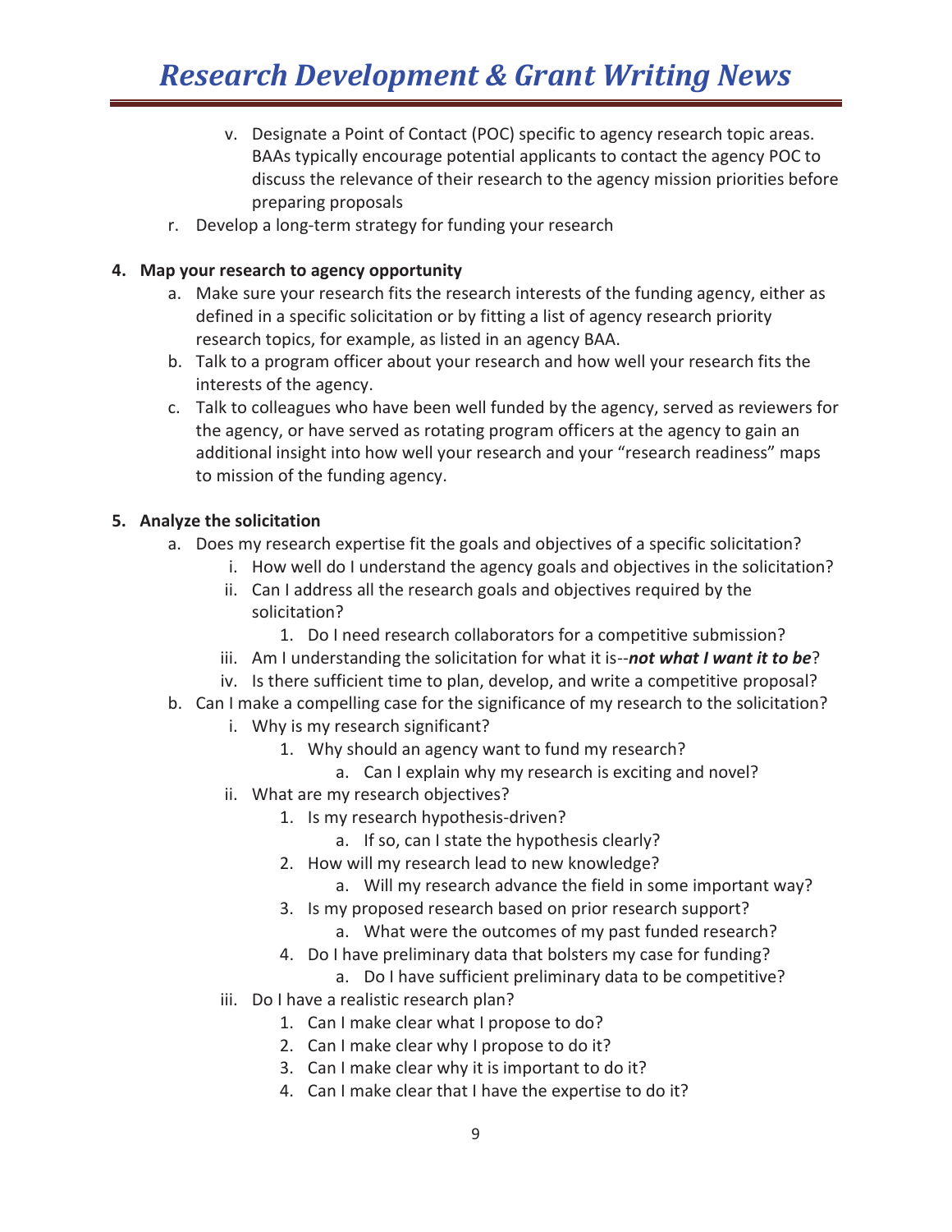v. Designate a Point of Contact (POC) specific to agency research topic areas. BAAs typically encourage potential applicants to contact the agency POC to discuss the relevance of their research to the agency mission priorities before preparing proposals

r. Develop a long-term strategy for funding your research

**4. Map your research to agency opportunity**

a. Make sure your research fits the research interests of the funding agency, either as defined in a specific solicitation or by fitting a list of agency research priority research topics, for example, as listed in an agency BAA.

b. Talk to a program officer about your research and how well your research fits the interests of the agency.

c. Talk to colleagues who have been well funded by the agency, served as reviewers for the agency, or have served as rotating program officers at the agency to gain an additional insight into how well your research and your "research readiness" maps to mission of the funding agency.

**5. Analyze the solicitation**

a. Does my research expertise fit the goals and objectives of a specific solicitation?
   - i. How well do I understand the agency goals and objectives in the solicitation?
   - ii. Can I address all the research goals and objectives required by the solicitation?
     1. Do I need research collaborators for a competitive submission?
   - iii. Am I understanding the solicitation for what it is--***not what I want it to be***?
   - iv. Is there sufficient time to plan, develop, and write a competitive proposal?

b. Can I make a compelling case for the significance of my research to the solicitation?
   - i. Why is my research significant?
     1. Why should an agency want to fund my research?
        a. Can I explain why my research is exciting and novel?
   - ii. What are my research objectives?
     1. Is my research hypothesis-driven?
        a. If so, can I state the hypothesis clearly?
     2. How will my research lead to new knowledge?
        a. Will my research advance the field in some important way?
     3. Is my proposed research based on prior research support?
        a. What were the outcomes of my past funded research?
     4. Do I have preliminary data that bolsters my case for funding?
        a. Do I have sufficient preliminary data to be competitive?
   - iii. Do I have a realistic research plan?
     1. Can I make clear what I propose to do?
     2. Can I make clear why I propose to do it?
     3. Can I make clear why it is important to do it?
     4. Can I make clear that I have the expertise to do it?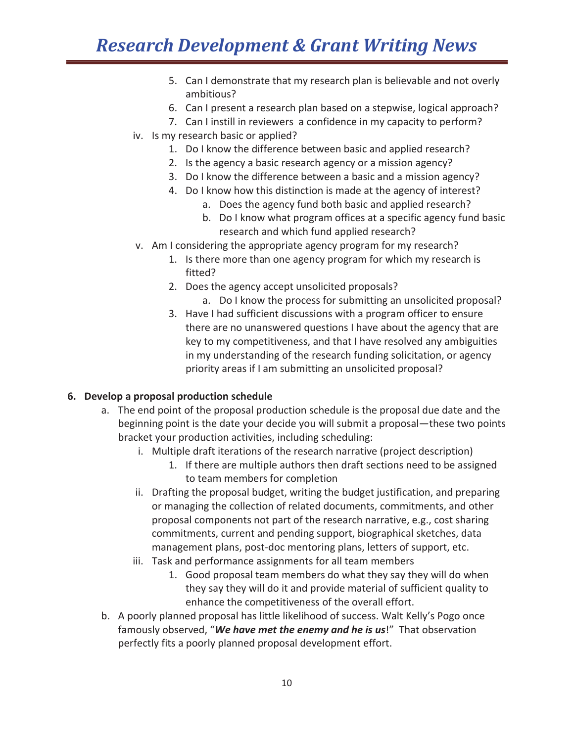5. Can I demonstrate that my research plan is believable and not overly ambitious?
6. Can I present a research plan based on a stepwise, logical approach?
7. Can I instill in reviewers a confidence in my capacity to perform?

iv. Is my research basic or applied?

1. Do I know the difference between basic and applied research?
2. Is the agency a basic research agency or a mission agency?
3. Do I know the difference between a basic and a mission agency?
4. Do I know how this distinction is made at the agency of interest?
   a. Does the agency fund both basic and applied research?
   b. Do I know what program offices at a specific agency fund basic research and which fund applied research?

v. Am I considering the appropriate agency program for my research?

1. Is there more than one agency program for which my research is fitted?
2. Does the agency accept unsolicited proposals?
   a. Do I know the process for submitting an unsolicited proposal?
3. Have I had sufficient discussions with a program officer to ensure there are no unanswered questions I have about the agency that are key to my competitiveness, and that I have resolved any ambiguities in my understanding of the research funding solicitation, or agency priority areas if I am submitting an unsolicited proposal?

**6. Develop a proposal production schedule**

a. The end point of the proposal production schedule is the proposal due date and the beginning point is the date your decide you will submit a proposal—these two points bracket your production activities, including scheduling:

   i. Multiple draft iterations of the research narrative (project description)
      1. If there are multiple authors then draft sections need to be assigned to team members for completion

   ii. Drafting the proposal budget, writing the budget justification, and preparing or managing the collection of related documents, commitments, and other proposal components not part of the research narrative, e.g., cost sharing commitments, current and pending support, biographical sketches, data management plans, post-doc mentoring plans, letters of support, etc.

   iii. Task and performance assignments for all team members
      1. Good proposal team members do what they say they will do when they say they will do it and provide material of sufficient quality to enhance the competitiveness of the overall effort.

b. A poorly planned proposal has little likelihood of success. Walt Kelly's Pogo once famously observed, "***We have met the enemy and he is us***!" That observation perfectly fits a poorly planned proposal development effort.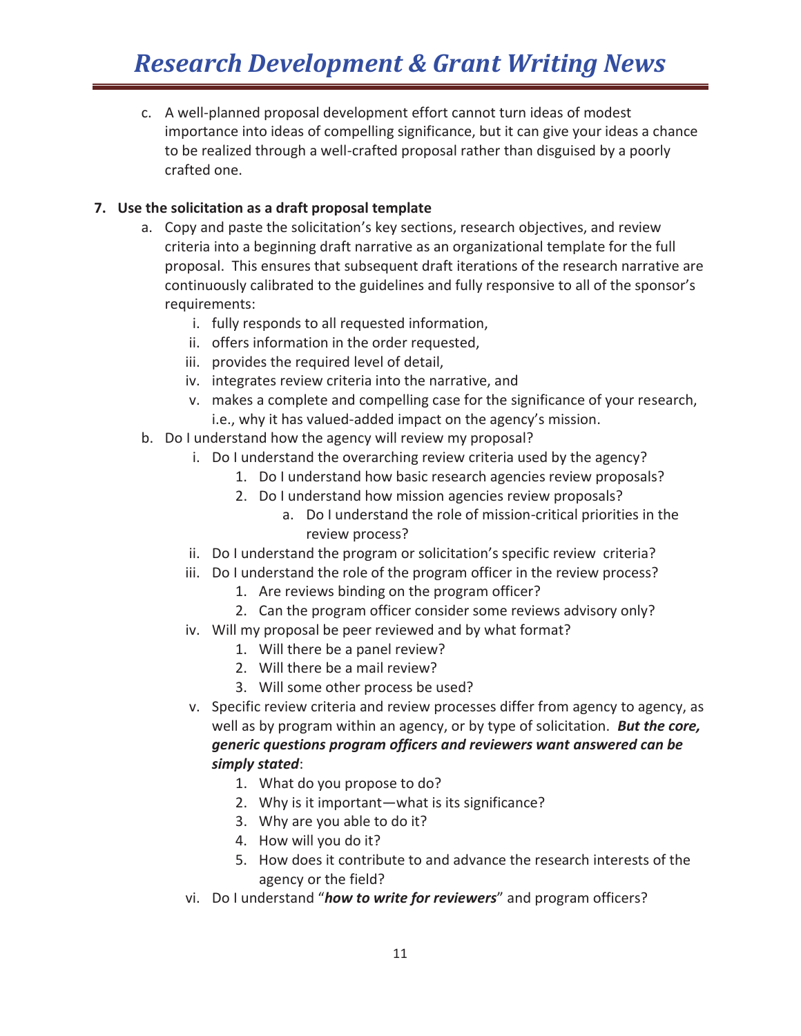c. A well-planned proposal development effort cannot turn ideas of modest importance into ideas of compelling significance, but it can give your ideas a chance to be realized through a well-crafted proposal rather than disguised by a poorly crafted one.

**7. Use the solicitation as a draft proposal template**

a. Copy and paste the solicitation's key sections, research objectives, and review criteria into a beginning draft narrative as an organizational template for the full proposal. This ensures that subsequent draft iterations of the research narrative are continuously calibrated to the guidelines and fully responsive to all of the sponsor's requirements:

   i. fully responds to all requested information,
   ii. offers information in the order requested,
   iii. provides the required level of detail,
   iv. integrates review criteria into the narrative, and
   v. makes a complete and compelling case for the significance of your research, i.e., why it has valued-added impact on the agency's mission.

b. Do I understand how the agency will review my proposal?

   i. Do I understand the overarching review criteria used by the agency?
      1. Do I understand how basic research agencies review proposals?
      2. Do I understand how mission agencies review proposals?
         a. Do I understand the role of mission-critical priorities in the review process?
   ii. Do I understand the program or solicitation's specific review criteria?
   iii. Do I understand the role of the program officer in the review process?
      1. Are reviews binding on the program officer?
      2. Can the program officer consider some reviews advisory only?
   iv. Will my proposal be peer reviewed and by what format?
      1. Will there be a panel review?
      2. Will there be a mail review?
      3. Will some other process be used?
   v. Specific review criteria and review processes differ from agency to agency, as well as by program within an agency, or by type of solicitation. ***But the core, generic questions program officers and reviewers want answered can be simply stated***:
      1. What do you propose to do?
      2. Why is it important—what is its significance?
      3. Why are you able to do it?
      4. How will you do it?
      5. How does it contribute to and advance the research interests of the agency or the field?
   vi. Do I understand "***how to write for reviewers***" and program officers?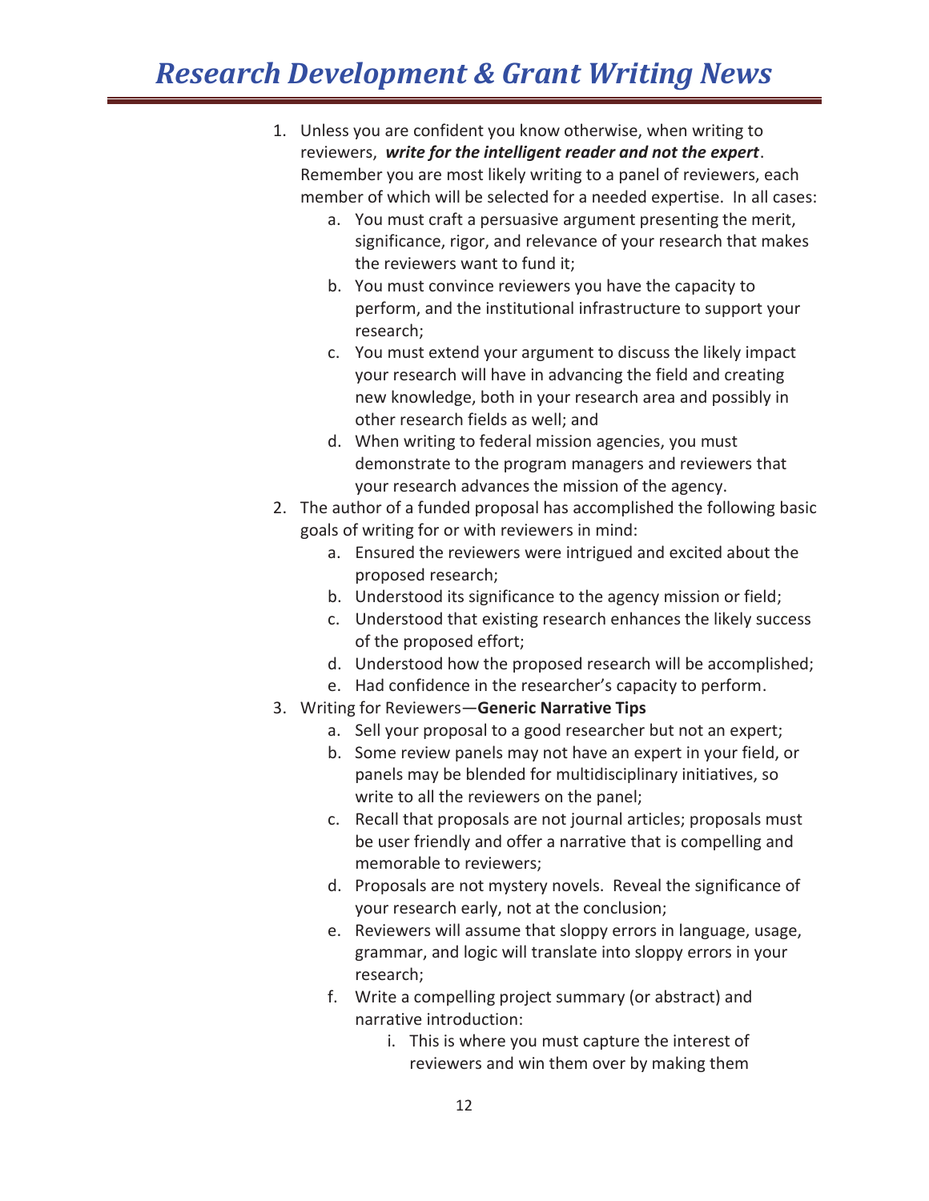1. Unless you are confident you know otherwise, when writing to reviewers, ***write for the intelligent reader and not the expert***. Remember you are most likely writing to a panel of reviewers, each member of which will be selected for a needed expertise. In all cases:
    a. You must craft a persuasive argument presenting the merit, significance, rigor, and relevance of your research that makes the reviewers want to fund it;
    b. You must convince reviewers you have the capacity to perform, and the institutional infrastructure to support your research;
    c. You must extend your argument to discuss the likely impact your research will have in advancing the field and creating new knowledge, both in your research area and possibly in other research fields as well; and
    d. When writing to federal mission agencies, you must demonstrate to the program managers and reviewers that your research advances the mission of the agency.
2. The author of a funded proposal has accomplished the following basic goals of writing for or with reviewers in mind:
    a. Ensured the reviewers were intrigued and excited about the proposed research;
    b. Understood its significance to the agency mission or field;
    c. Understood that existing research enhances the likely success of the proposed effort;
    d. Understood how the proposed research will be accomplished;
    e. Had confidence in the researcher's capacity to perform.
3. Writing for Reviewers—**Generic Narrative Tips**
    a. Sell your proposal to a good researcher but not an expert;
    b. Some review panels may not have an expert in your field, or panels may be blended for multidisciplinary initiatives, so write to all the reviewers on the panel;
    c. Recall that proposals are not journal articles; proposals must be user friendly and offer a narrative that is compelling and memorable to reviewers;
    d. Proposals are not mystery novels. Reveal the significance of your research early, not at the conclusion;
    e. Reviewers will assume that sloppy errors in language, usage, grammar, and logic will translate into sloppy errors in your research;
    f. Write a compelling project summary (or abstract) and narrative introduction:
        i. This is where you must capture the interest of reviewers and win them over by making them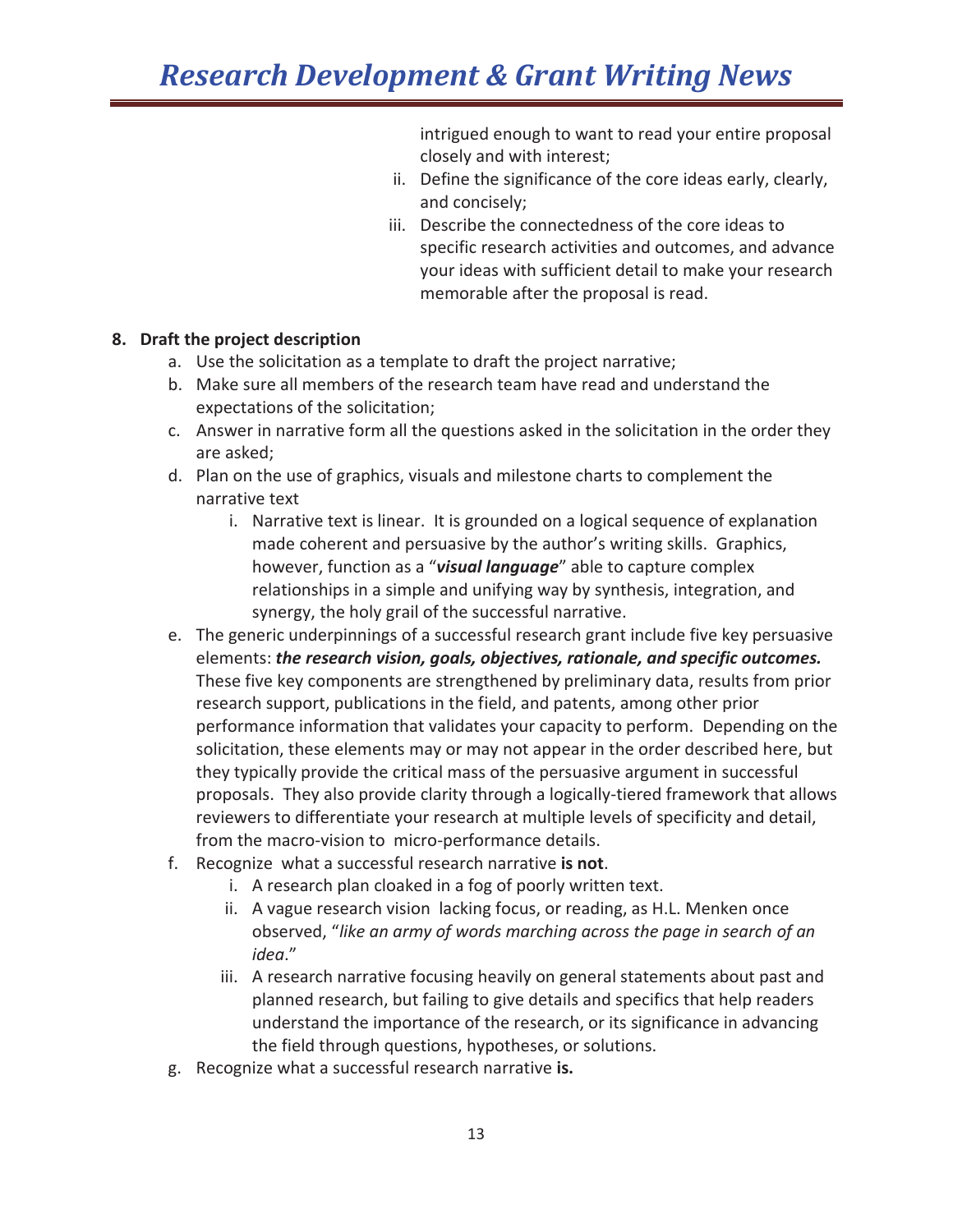intrigued enough to want to read your entire proposal closely and with interest;

ii. Define the significance of the core ideas early, clearly, and concisely;

iii. Describe the connectedness of the core ideas to specific research activities and outcomes, and advance your ideas with sufficient detail to make your research memorable after the proposal is read.

**8. Draft the project description**

a. Use the solicitation as a template to draft the project narrative;

b. Make sure all members of the research team have read and understand the expectations of the solicitation;

c. Answer in narrative form all the questions asked in the solicitation in the order they are asked;

d. Plan on the use of graphics, visuals and milestone charts to complement the narrative text

   i. Narrative text is linear. It is grounded on a logical sequence of explanation made coherent and persuasive by the author's writing skills. Graphics, however, function as a "***visual language***" able to capture complex relationships in a simple and unifying way by synthesis, integration, and synergy, the holy grail of the successful narrative.

e. The generic underpinnings of a successful research grant include five key persuasive elements: ***the research vision, goals, objectives, rationale, and specific outcomes.*** These five key components are strengthened by preliminary data, results from prior research support, publications in the field, and patents, among other prior performance information that validates your capacity to perform. Depending on the solicitation, these elements may or may not appear in the order described here, but they typically provide the critical mass of the persuasive argument in successful proposals. They also provide clarity through a logically-tiered framework that allows reviewers to differentiate your research at multiple levels of specificity and detail, from the macro-vision to micro-performance details.

f. Recognize what a successful research narrative **is not**.

   i. A research plan cloaked in a fog of poorly written text.

   ii. A vague research vision lacking focus, or reading, as H.L. Menken once observed, "*like an army of words marching across the page in search of an idea*."

   iii. A research narrative focusing heavily on general statements about past and planned research, but failing to give details and specifics that help readers understand the importance of the research, or its significance in advancing the field through questions, hypotheses, or solutions.

g. Recognize what a successful research narrative **is.**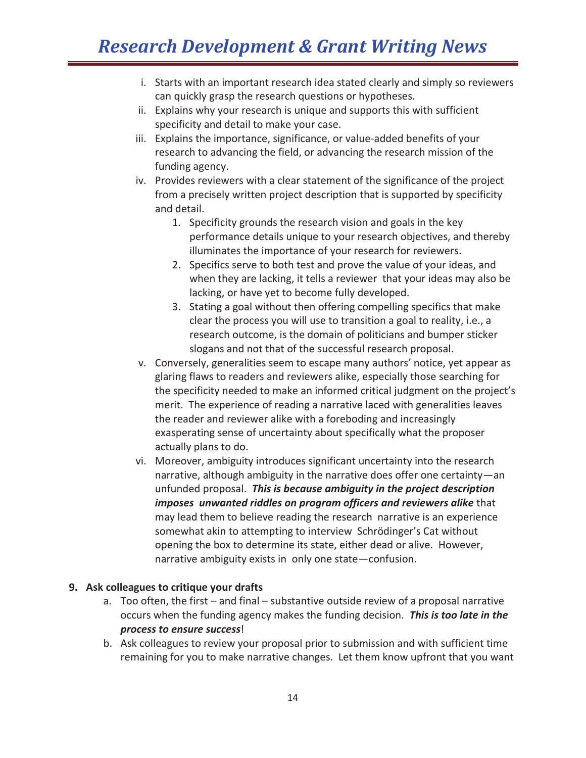i. Starts with an important research idea stated clearly and simply so reviewers can quickly grasp the research questions or hypotheses.

ii. Explains why your research is unique and supports this with sufficient specificity and detail to make your case.

iii. Explains the importance, significance, or value-added benefits of your research to advancing the field, or advancing the research mission of the funding agency.

iv. Provides reviewers with a clear statement of the significance of the project from a precisely written project description that is supported by specificity and detail.

   1. Specificity grounds the research vision and goals in the key performance details unique to your research objectives, and thereby illuminates the importance of your research for reviewers.
   2. Specifics serve to both test and prove the value of your ideas, and when they are lacking, it tells a reviewer that your ideas may also be lacking, or have yet to become fully developed.
   3. Stating a goal without then offering compelling specifics that make clear the process you will use to transition a goal to reality, i.e., a research outcome, is the domain of politicians and bumper sticker slogans and not that of the successful research proposal.

v. Conversely, generalities seem to escape many authors' notice, yet appear as glaring flaws to readers and reviewers alike, especially those searching for the specificity needed to make an informed critical judgment on the project's merit. The experience of reading a narrative laced with generalities leaves the reader and reviewer alike with a foreboding and increasingly exasperating sense of uncertainty about specifically what the proposer actually plans to do.

vi. Moreover, ambiguity introduces significant uncertainty into the research narrative, although ambiguity in the narrative does offer one certainty—an unfunded proposal. ***This is because ambiguity in the project description imposes unwanted riddles on program officers and reviewers alike*** that may lead them to believe reading the research narrative is an experience somewhat akin to attempting to interview Schrödinger's Cat without opening the box to determine its state, either dead or alive. However, narrative ambiguity exists in only one state—confusion.

**9. Ask colleagues to critique your drafts**

a. Too often, the first – and final – substantive outside review of a proposal narrative occurs when the funding agency makes the funding decision. ***This is too late in the process to ensure success***!

b. Ask colleagues to review your proposal prior to submission and with sufficient time remaining for you to make narrative changes. Let them know upfront that you want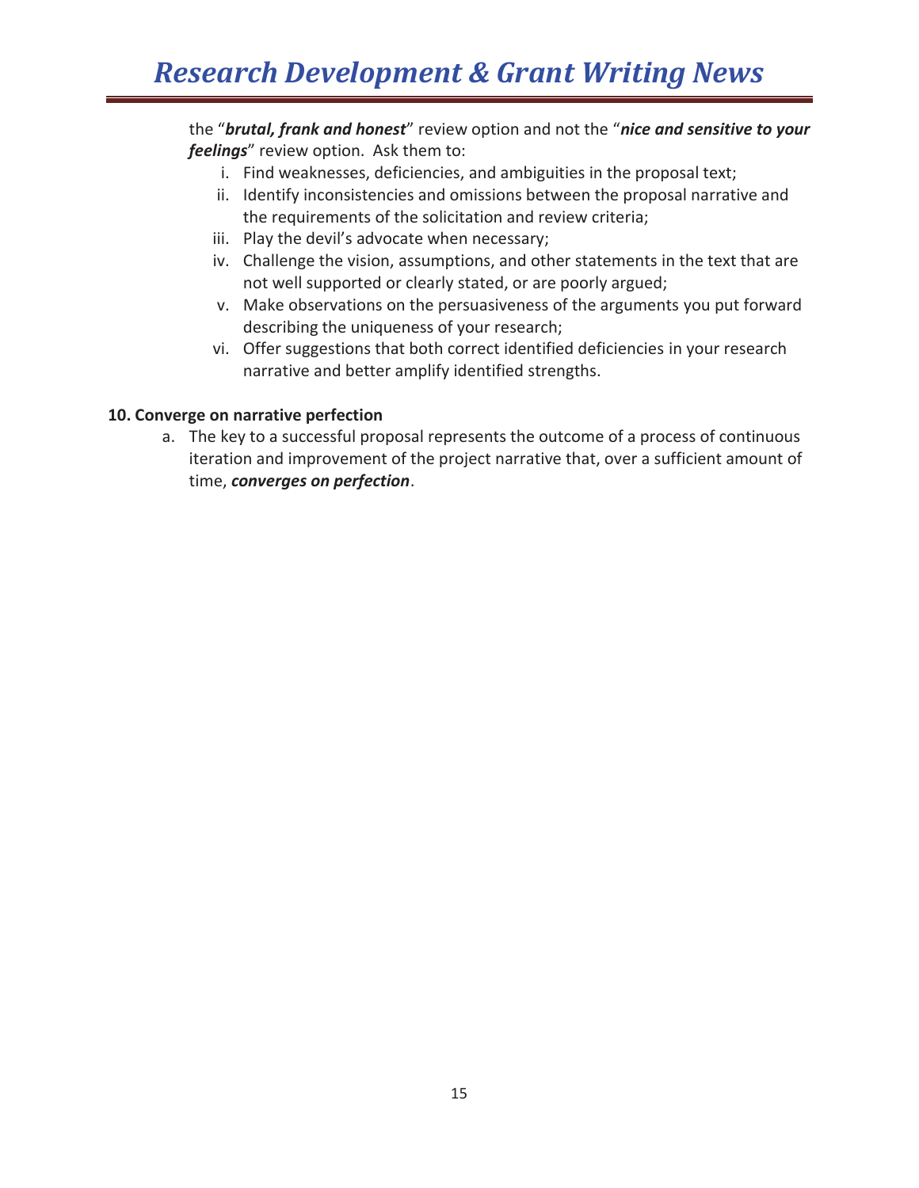the "***brutal, frank and honest***" review option and not the "***nice and sensitive to your feelings***" review option. Ask them to:

i. Find weaknesses, deficiencies, and ambiguities in the proposal text;
ii. Identify inconsistencies and omissions between the proposal narrative and the requirements of the solicitation and review criteria;
iii. Play the devil's advocate when necessary;
iv. Challenge the vision, assumptions, and other statements in the text that are not well supported or clearly stated, or are poorly argued;
v. Make observations on the persuasiveness of the arguments you put forward describing the uniqueness of your research;
vi. Offer suggestions that both correct identified deficiencies in your research narrative and better amplify identified strengths.

**10. Converge on narrative perfection**

a. The key to a successful proposal represents the outcome of a process of continuous iteration and improvement of the project narrative that, over a sufficient amount of time, ***converges on perfection***.